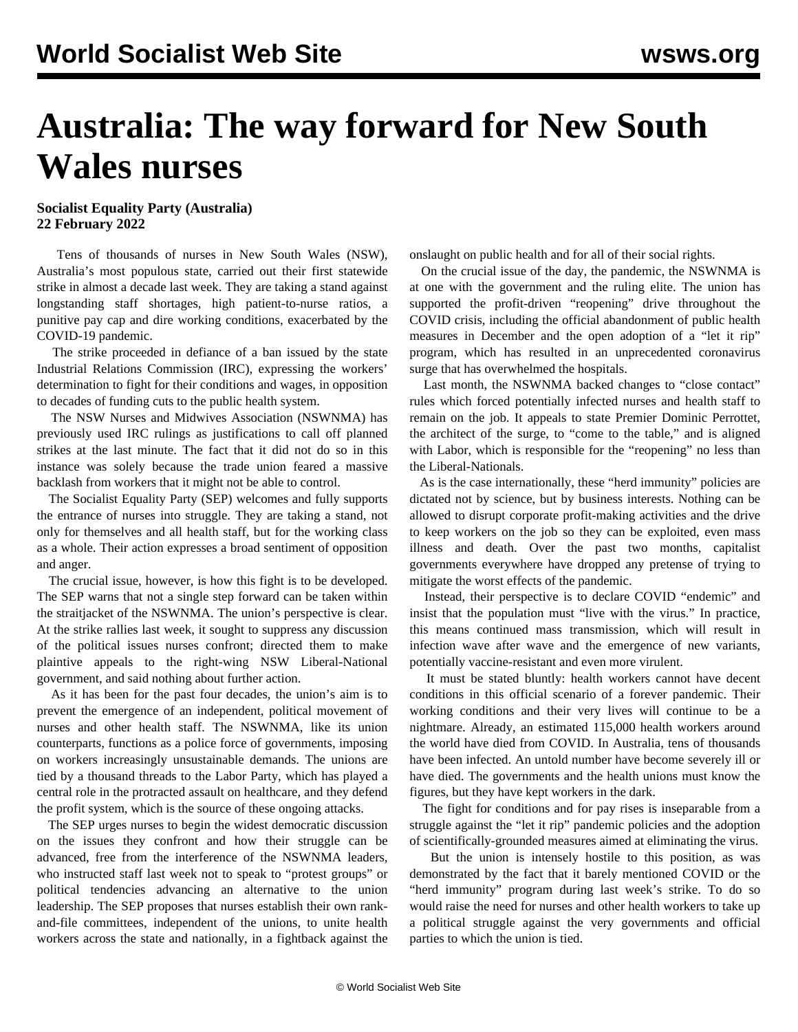# Australia: The way forward for New South Wales nurses

**Socialist Equality Party (Australia)**
**22 February 2022**

Tens of thousands of nurses in New South Wales (NSW), Australia's most populous state, carried out their first statewide strike in almost a decade last week. They are taking a stand against longstanding staff shortages, high patient-to-nurse ratios, a punitive pay cap and dire working conditions, exacerbated by the COVID-19 pandemic.

The strike proceeded in defiance of a ban issued by the state Industrial Relations Commission (IRC), expressing the workers' determination to fight for their conditions and wages, in opposition to decades of funding cuts to the public health system.

The NSW Nurses and Midwives Association (NSWNMA) has previously used IRC rulings as justifications to call off planned strikes at the last minute. The fact that it did not do so in this instance was solely because the trade union feared a massive backlash from workers that it might not be able to control.

The Socialist Equality Party (SEP) welcomes and fully supports the entrance of nurses into struggle. They are taking a stand, not only for themselves and all health staff, but for the working class as a whole. Their action expresses a broad sentiment of opposition and anger.

The crucial issue, however, is how this fight is to be developed. The SEP warns that not a single step forward can be taken within the straitjacket of the NSWNMA. The union's perspective is clear. At the strike rallies last week, it sought to suppress any discussion of the political issues nurses confront; directed them to make plaintive appeals to the right-wing NSW Liberal-National government, and said nothing about further action.

As it has been for the past four decades, the union's aim is to prevent the emergence of an independent, political movement of nurses and other health staff. The NSWNMA, like its union counterparts, functions as a police force of governments, imposing on workers increasingly unsustainable demands. The unions are tied by a thousand threads to the Labor Party, which has played a central role in the protracted assault on healthcare, and they defend the profit system, which is the source of these ongoing attacks.

The SEP urges nurses to begin the widest democratic discussion on the issues they confront and how their struggle can be advanced, free from the interference of the NSWNMA leaders, who instructed staff last week not to speak to "protest groups" or political tendencies advancing an alternative to the union leadership. The SEP proposes that nurses establish their own rank-and-file committees, independent of the unions, to unite health workers across the state and nationally, in a fightback against the onslaught on public health and for all of their social rights.

On the crucial issue of the day, the pandemic, the NSWNMA is at one with the government and the ruling elite. The union has supported the profit-driven "reopening" drive throughout the COVID crisis, including the official abandonment of public health measures in December and the open adoption of a "let it rip" program, which has resulted in an unprecedented coronavirus surge that has overwhelmed the hospitals.

Last month, the NSWNMA backed changes to "close contact" rules which forced potentially infected nurses and health staff to remain on the job. It appeals to state Premier Dominic Perrottet, the architect of the surge, to "come to the table," and is aligned with Labor, which is responsible for the "reopening" no less than the Liberal-Nationals.

As is the case internationally, these "herd immunity" policies are dictated not by science, but by business interests. Nothing can be allowed to disrupt corporate profit-making activities and the drive to keep workers on the job so they can be exploited, even mass illness and death. Over the past two months, capitalist governments everywhere have dropped any pretense of trying to mitigate the worst effects of the pandemic.

Instead, their perspective is to declare COVID "endemic" and insist that the population must "live with the virus." In practice, this means continued mass transmission, which will result in infection wave after wave and the emergence of new variants, potentially vaccine-resistant and even more virulent.

It must be stated bluntly: health workers cannot have decent conditions in this official scenario of a forever pandemic. Their working conditions and their very lives will continue to be a nightmare. Already, an estimated 115,000 health workers around the world have died from COVID. In Australia, tens of thousands have been infected. An untold number have become severely ill or have died. The governments and the health unions must know the figures, but they have kept workers in the dark.

The fight for conditions and for pay rises is inseparable from a struggle against the "let it rip" pandemic policies and the adoption of scientifically-grounded measures aimed at eliminating the virus.

But the union is intensely hostile to this position, as was demonstrated by the fact that it barely mentioned COVID or the "herd immunity" program during last week's strike. To do so would raise the need for nurses and other health workers to take up a political struggle against the very governments and official parties to which the union is tied.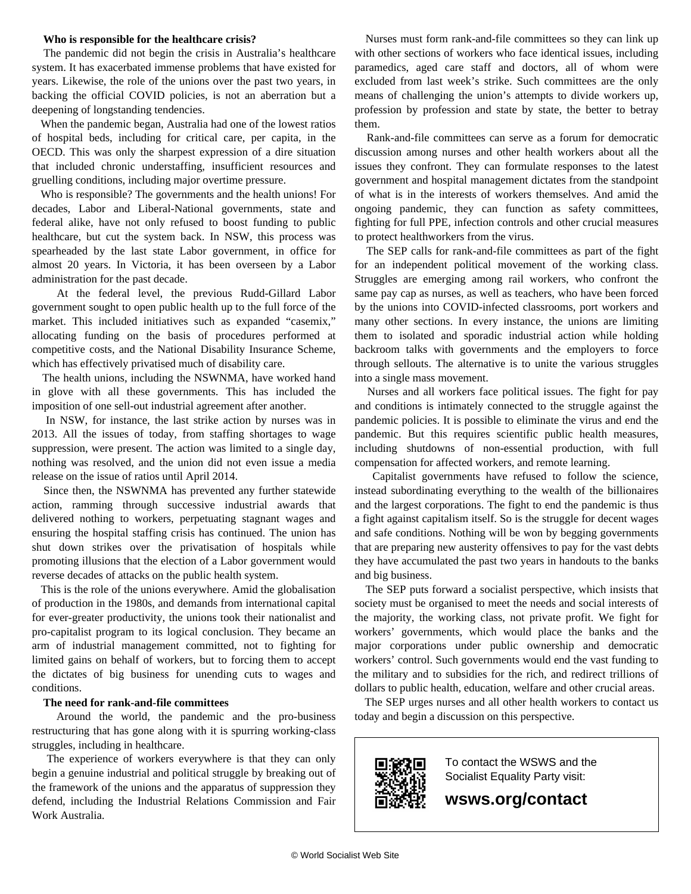**Who is responsible for the healthcare crisis?**

The pandemic did not begin the crisis in Australia's healthcare system. It has exacerbated immense problems that have existed for years. Likewise, the role of the unions over the past two years, in backing the official COVID policies, is not an aberration but a deepening of longstanding tendencies.

When the pandemic began, Australia had one of the lowest ratios of hospital beds, including for critical care, per capita, in the OECD. This was only the sharpest expression of a dire situation that included chronic understaffing, insufficient resources and gruelling conditions, including major overtime pressure.

Who is responsible? The governments and the health unions! For decades, Labor and Liberal-National governments, state and federal alike, have not only refused to boost funding to public healthcare, but cut the system back. In NSW, this process was spearheaded by the last state Labor government, in office for almost 20 years. In Victoria, it has been overseen by a Labor administration for the past decade.

At the federal level, the previous Rudd-Gillard Labor government sought to open public health up to the full force of the market. This included initiatives such as expanded "casemix," allocating funding on the basis of procedures performed at competitive costs, and the National Disability Insurance Scheme, which has effectively privatised much of disability care.

The health unions, including the NSWNMA, have worked hand in glove with all these governments. This has included the imposition of one sell-out industrial agreement after another.

In NSW, for instance, the last strike action by nurses was in 2013. All the issues of today, from staffing shortages to wage suppression, were present. The action was limited to a single day, nothing was resolved, and the union did not even issue a media release on the issue of ratios until April 2014.

Since then, the NSWNMA has prevented any further statewide action, ramming through successive industrial awards that delivered nothing to workers, perpetuating stagnant wages and ensuring the hospital staffing crisis has continued. The union has shut down strikes over the privatisation of hospitals while promoting illusions that the election of a Labor government would reverse decades of attacks on the public health system.

This is the role of the unions everywhere. Amid the globalisation of production in the 1980s, and demands from international capital for ever-greater productivity, the unions took their nationalist and pro-capitalist program to its logical conclusion. They became an arm of industrial management committed, not to fighting for limited gains on behalf of workers, but to forcing them to accept the dictates of big business for unending cuts to wages and conditions.

**The need for rank-and-file committees**

Around the world, the pandemic and the pro-business restructuring that has gone along with it is spurring working-class struggles, including in healthcare.

The experience of workers everywhere is that they can only begin a genuine industrial and political struggle by breaking out of the framework of the unions and the apparatus of suppression they defend, including the Industrial Relations Commission and Fair Work Australia.

Nurses must form rank-and-file committees so they can link up with other sections of workers who face identical issues, including paramedics, aged care staff and doctors, all of whom were excluded from last week's strike. Such committees are the only means of challenging the union's attempts to divide workers up, profession by profession and state by state, the better to betray them.

Rank-and-file committees can serve as a forum for democratic discussion among nurses and other health workers about all the issues they confront. They can formulate responses to the latest government and hospital management dictates from the standpoint of what is in the interests of workers themselves. And amid the ongoing pandemic, they can function as safety committees, fighting for full PPE, infection controls and other crucial measures to protect healthworkers from the virus.

The SEP calls for rank-and-file committees as part of the fight for an independent political movement of the working class. Struggles are emerging among rail workers, who confront the same pay cap as nurses, as well as teachers, who have been forced by the unions into COVID-infected classrooms, port workers and many other sections. In every instance, the unions are limiting them to isolated and sporadic industrial action while holding backroom talks with governments and the employers to force through sellouts. The alternative is to unite the various struggles into a single mass movement.

Nurses and all workers face political issues. The fight for pay and conditions is intimately connected to the struggle against the pandemic policies. It is possible to eliminate the virus and end the pandemic. But this requires scientific public health measures, including shutdowns of non-essential production, with full compensation for affected workers, and remote learning.

Capitalist governments have refused to follow the science, instead subordinating everything to the wealth of the billionaires and the largest corporations. The fight to end the pandemic is thus a fight against capitalism itself. So is the struggle for decent wages and safe conditions. Nothing will be won by begging governments that are preparing new austerity offensives to pay for the vast debts they have accumulated the past two years in handouts to the banks and big business.

The SEP puts forward a socialist perspective, which insists that society must be organised to meet the needs and social interests of the majority, the working class, not private profit. We fight for workers' governments, which would place the banks and the major corporations under public ownership and democratic workers' control. Such governments would end the vast funding to the military and to subsidies for the rich, and redirect trillions of dollars to public health, education, welfare and other crucial areas.

The SEP urges nurses and all other health workers to contact us today and begin a discussion on this perspective.

To contact the WSWS and the Socialist Equality Party visit:

**wsws.org/contact**